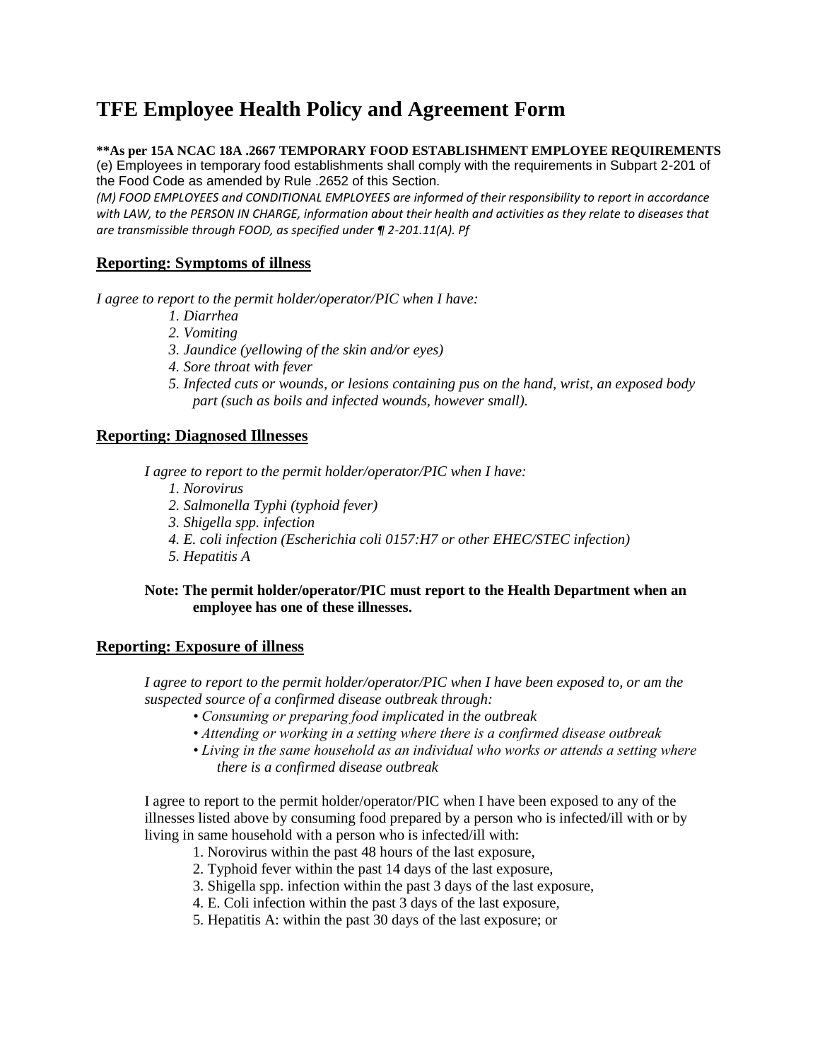# TFE Employee Health Policy and Agreement Form

**\*\*As per 15A NCAC 18A .2667 TEMPORARY FOOD ESTABLISHMENT EMPLOYEE REQUIREMENTS**
(e) Employees in temporary food establishments shall comply with the requirements in Subpart 2-201 of the Food Code as amended by Rule .2652 of this Section.
*(M) FOOD EMPLOYEES and CONDITIONAL EMPLOYEES are informed of their responsibility to report in accordance with LAW, to the PERSON IN CHARGE, information about their health and activities as they relate to diseases that are transmissible through FOOD, as specified under ¶ 2-201.11(A). Pf*

## Reporting: Symptoms of illness

*I agree to report to the permit holder/operator/PIC when I have:*

1. *Diarrhea*
2. *Vomiting*
3. *Jaundice (yellowing of the skin and/or eyes)*
4. *Sore throat with fever*
5. *Infected cuts or wounds, or lesions containing pus on the hand, wrist, an exposed body part (such as boils and infected wounds, however small).*

## Reporting: Diagnosed Illnesses

*I agree to report to the permit holder/operator/PIC when I have:*

1. *Norovirus*
2. *Salmonella Typhi (typhoid fever)*
3. *Shigella spp. infection*
4. *E. coli infection (Escherichia coli 0157:H7 or other EHEC/STEC infection)*
5. *Hepatitis A*

**Note: The permit holder/operator/PIC must report to the Health Department when an employee has one of these illnesses.**

## Reporting: Exposure of illness

*I agree to report to the permit holder/operator/PIC when I have been exposed to, or am the suspected source of a confirmed disease outbreak through:*

- *Consuming or preparing food implicated in the outbreak*
- *Attending or working in a setting where there is a confirmed disease outbreak*
- *Living in the same household as an individual who works or attends a setting where there is a confirmed disease outbreak*

I agree to report to the permit holder/operator/PIC when I have been exposed to any of the illnesses listed above by consuming food prepared by a person who is infected/ill with or by living in same household with a person who is infected/ill with:

1. Norovirus within the past 48 hours of the last exposure,
2. Typhoid fever within the past 14 days of the last exposure,
3. Shigella spp. infection within the past 3 days of the last exposure,
4. E. Coli infection within the past 3 days of the last exposure,
5. Hepatitis A: within the past 30 days of the last exposure; or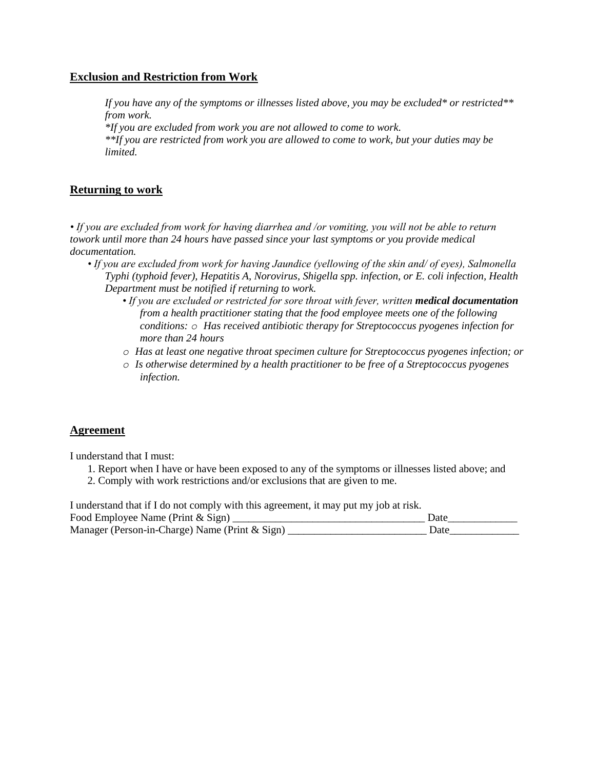## **Exclusion and Restriction from Work**

*If you have any of the symptoms or illnesses listed above, you may be excluded* or restricted** from work.*
**If you are excluded from work you are not allowed to come to work.*
***If you are restricted from work you are allowed to come to work, but your duties may be limited.*

## **Returning to work**

- *If you are excluded from work for having diarrhea and /or vomiting, you will not be able to return towork until more than 24 hours have passed since your last symptoms or you provide medical documentation.*
  - *If you are excluded from work for having Jaundice (yellowing of the skin and/ of eyes), Salmonella Typhi (typhoid fever), Hepatitis A, Norovirus, Shigella spp. infection, or E. coli infection, Health Department must be notified if returning to work.*
    - *If you are excluded or restricted for sore throat with fever, written **medical documentation** from a health practitioner stating that the food employee meets one of the following conditions:*
      - *Has received antibiotic therapy for Streptococcus pyogenes infection for more than 24 hours*
      - *Has at least one negative throat specimen culture for Streptococcus pyogenes infection; or*
      - *Is otherwise determined by a health practitioner to be free of a Streptococcus pyogenes infection.*

## **Agreement**

I understand that I must:

1. Report when I have or have been exposed to any of the symptoms or illnesses listed above; and
2. Comply with work restrictions and/or exclusions that are given to me.

I understand that if I do not comply with this agreement, it may put my job at risk.
Food Employee Name (Print & Sign) ____________________________________ Date_____________
Manager (Person-in-Charge) Name (Print & Sign) __________________________ Date_____________